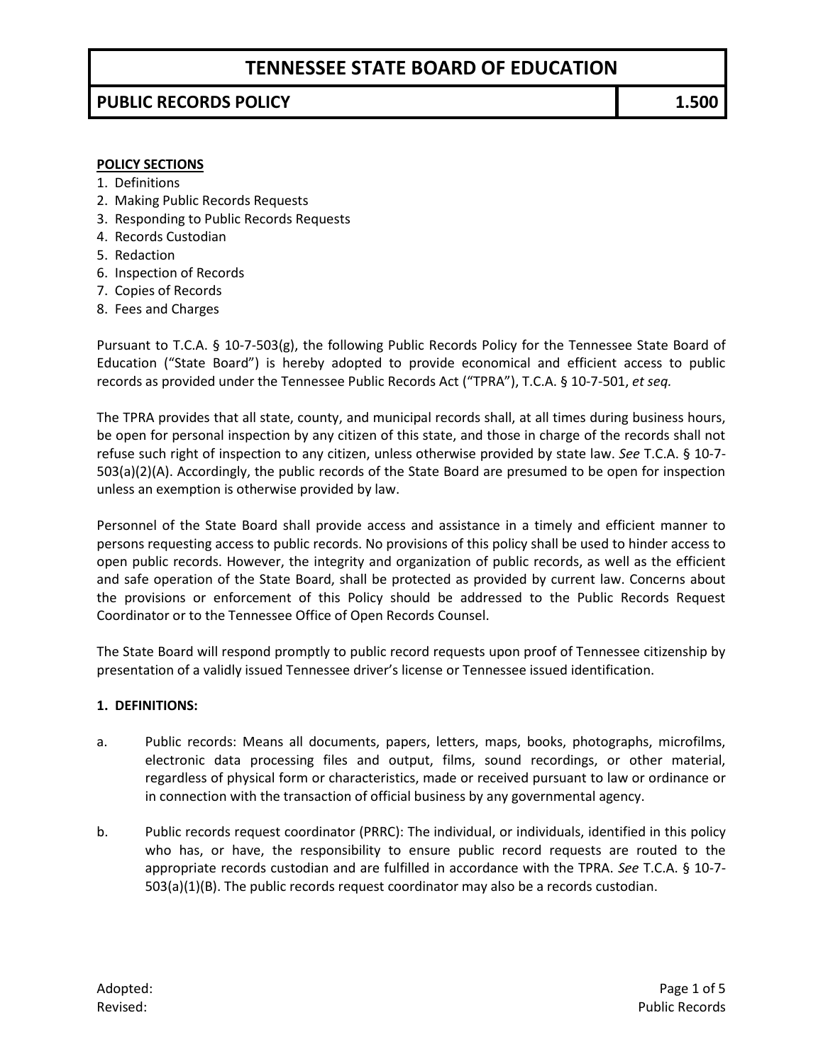# TENNESSEE STATE BOARD OF EDUCATION

## PUBLIC RECORDS POLICY 1.500

**POLICY SECTIONS**

1. Definitions
2. Making Public Records Requests
3. Responding to Public Records Requests
4. Records Custodian
5. Redaction
6. Inspection of Records
7. Copies of Records
8. Fees and Charges

Pursuant to T.C.A. § 10-7-503(g), the following Public Records Policy for the Tennessee State Board of Education ("State Board") is hereby adopted to provide economical and efficient access to public records as provided under the Tennessee Public Records Act ("TPRA"), T.C.A. § 10-7-501, *et seq.*

The TPRA provides that all state, county, and municipal records shall, at all times during business hours, be open for personal inspection by any citizen of this state, and those in charge of the records shall not refuse such right of inspection to any citizen, unless otherwise provided by state law. *See* T.C.A. § 10-7-503(a)(2)(A). Accordingly, the public records of the State Board are presumed to be open for inspection unless an exemption is otherwise provided by law.

Personnel of the State Board shall provide access and assistance in a timely and efficient manner to persons requesting access to public records. No provisions of this policy shall be used to hinder access to open public records. However, the integrity and organization of public records, as well as the efficient and safe operation of the State Board, shall be protected as provided by current law. Concerns about the provisions or enforcement of this Policy should be addressed to the Public Records Request Coordinator or to the Tennessee Office of Open Records Counsel.

The State Board will respond promptly to public record requests upon proof of Tennessee citizenship by presentation of a validly issued Tennessee driver's license or Tennessee issued identification.

**1. DEFINITIONS:**

a. Public records: Means all documents, papers, letters, maps, books, photographs, microfilms, electronic data processing files and output, films, sound recordings, or other material, regardless of physical form or characteristics, made or received pursuant to law or ordinance or in connection with the transaction of official business by any governmental agency.

b. Public records request coordinator (PRRC): The individual, or individuals, identified in this policy who has, or have, the responsibility to ensure public record requests are routed to the appropriate records custodian and are fulfilled in accordance with the TPRA. *See* T.C.A. § 10-7-503(a)(1)(B). The public records request coordinator may also be a records custodian.

Adopted:
Revised: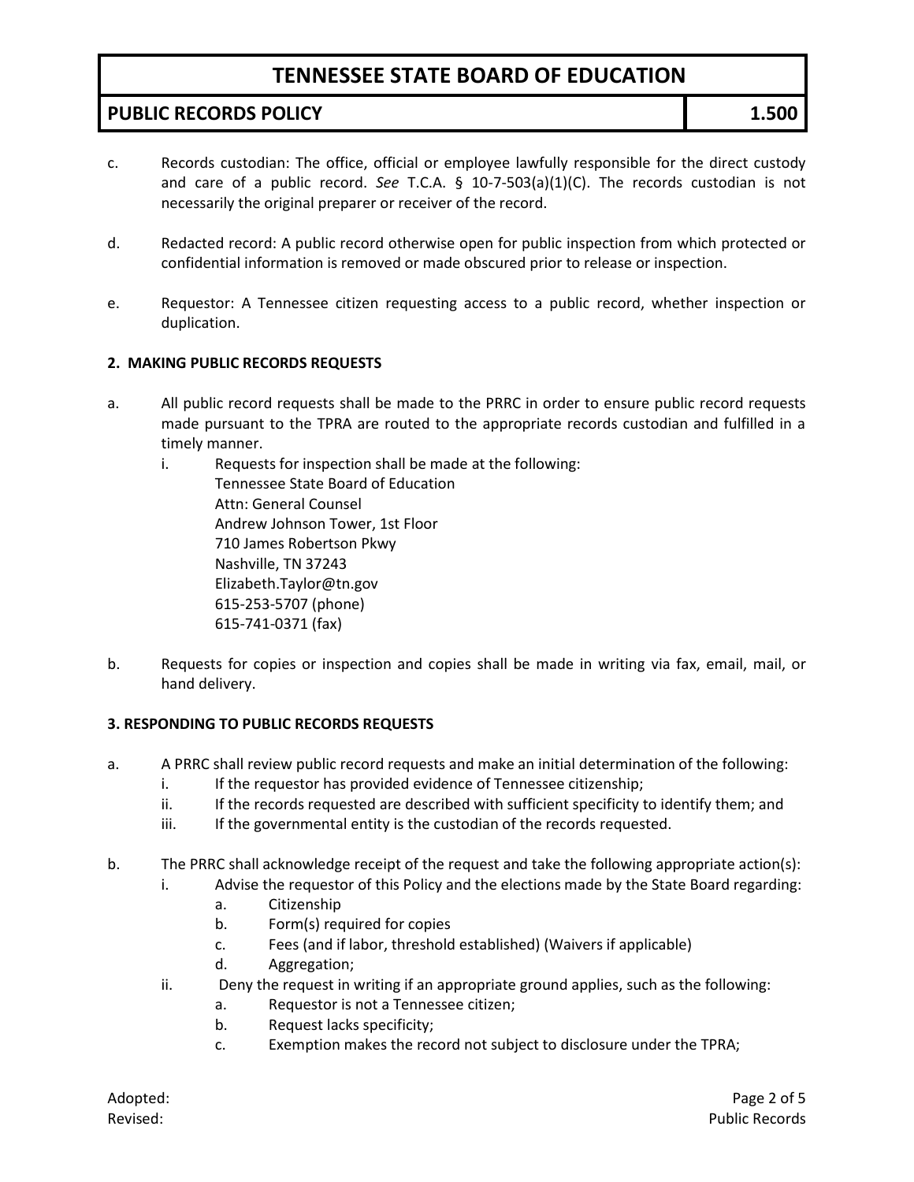c. Records custodian: The office, official or employee lawfully responsible for the direct custody and care of a public record. *See* T.C.A. § 10-7-503(a)(1)(C). The records custodian is not necessarily the original preparer or receiver of the record.

d. Redacted record: A public record otherwise open for public inspection from which protected or confidential information is removed or made obscured prior to release or inspection.

e. Requestor: A Tennessee citizen requesting access to a public record, whether inspection or duplication.

**2. MAKING PUBLIC RECORDS REQUESTS**

a. All public record requests shall be made to the PRRC in order to ensure public record requests made pursuant to the TPRA are routed to the appropriate records custodian and fulfilled in a timely manner.
   i. Requests for inspection shall be made at the following:
      Tennessee State Board of Education
      Attn: General Counsel
      Andrew Johnson Tower, 1st Floor
      710 James Robertson Pkwy
      Nashville, TN 37243
      Elizabeth.Taylor@tn.gov
      615-253-5707 (phone)
      615-741-0371 (fax)

b. Requests for copies or inspection and copies shall be made in writing via fax, email, mail, or hand delivery.

**3. RESPONDING TO PUBLIC RECORDS REQUESTS**

a. A PRRC shall review public record requests and make an initial determination of the following:
   i. If the requestor has provided evidence of Tennessee citizenship;
   ii. If the records requested are described with sufficient specificity to identify them; and
   iii. If the governmental entity is the custodian of the records requested.

b. The PRRC shall acknowledge receipt of the request and take the following appropriate action(s):
   i. Advise the requestor of this Policy and the elections made by the State Board regarding:
      a. Citizenship
      b. Form(s) required for copies
      c. Fees (and if labor, threshold established) (Waivers if applicable)
      d. Aggregation;
   ii. Deny the request in writing if an appropriate ground applies, such as the following:
      a. Requestor is not a Tennessee citizen;
      b. Request lacks specificity;
      c. Exemption makes the record not subject to disclosure under the TPRA;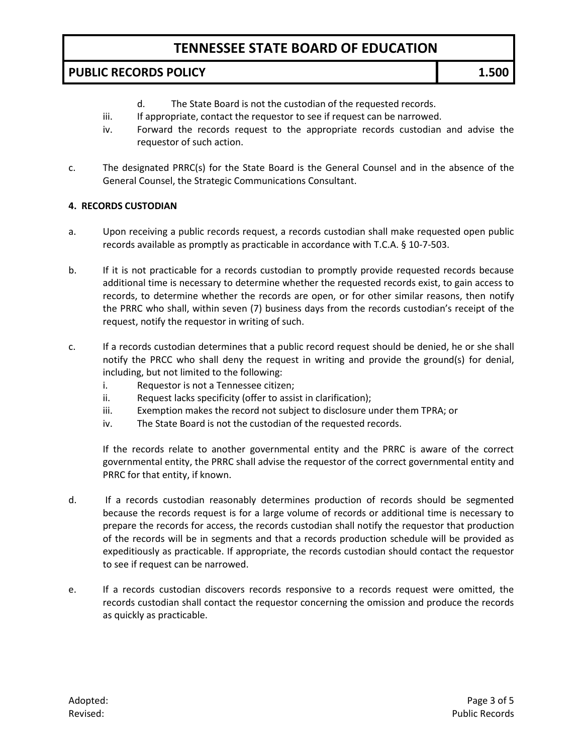d. The State Board is not the custodian of the requested records.

iii. If appropriate, contact the requestor to see if request can be narrowed.

iv. Forward the records request to the appropriate records custodian and advise the requestor of such action.

c. The designated PRRC(s) for the State Board is the General Counsel and in the absence of the General Counsel, the Strategic Communications Consultant.

**4. RECORDS CUSTODIAN**

a. Upon receiving a public records request, a records custodian shall make requested open public records available as promptly as practicable in accordance with T.C.A. § 10-7-503.

b. If it is not practicable for a records custodian to promptly provide requested records because additional time is necessary to determine whether the requested records exist, to gain access to records, to determine whether the records are open, or for other similar reasons, then notify the PRRC who shall, within seven (7) business days from the records custodian's receipt of the request, notify the requestor in writing of such.

c. If a records custodian determines that a public record request should be denied, he or she shall notify the PRCC who shall deny the request in writing and provide the ground(s) for denial, including, but not limited to the following:

i. Requestor is not a Tennessee citizen;

ii. Request lacks specificity (offer to assist in clarification);

iii. Exemption makes the record not subject to disclosure under them TPRA; or

iv. The State Board is not the custodian of the requested records.

If the records relate to another governmental entity and the PRRC is aware of the correct governmental entity, the PRRC shall advise the requestor of the correct governmental entity and PRRC for that entity, if known.

d. If a records custodian reasonably determines production of records should be segmented because the records request is for a large volume of records or additional time is necessary to prepare the records for access, the records custodian shall notify the requestor that production of the records will be in segments and that a records production schedule will be provided as expeditiously as practicable. If appropriate, the records custodian should contact the requestor to see if request can be narrowed.

e. If a records custodian discovers records responsive to a records request were omitted, the records custodian shall contact the requestor concerning the omission and produce the records as quickly as practicable.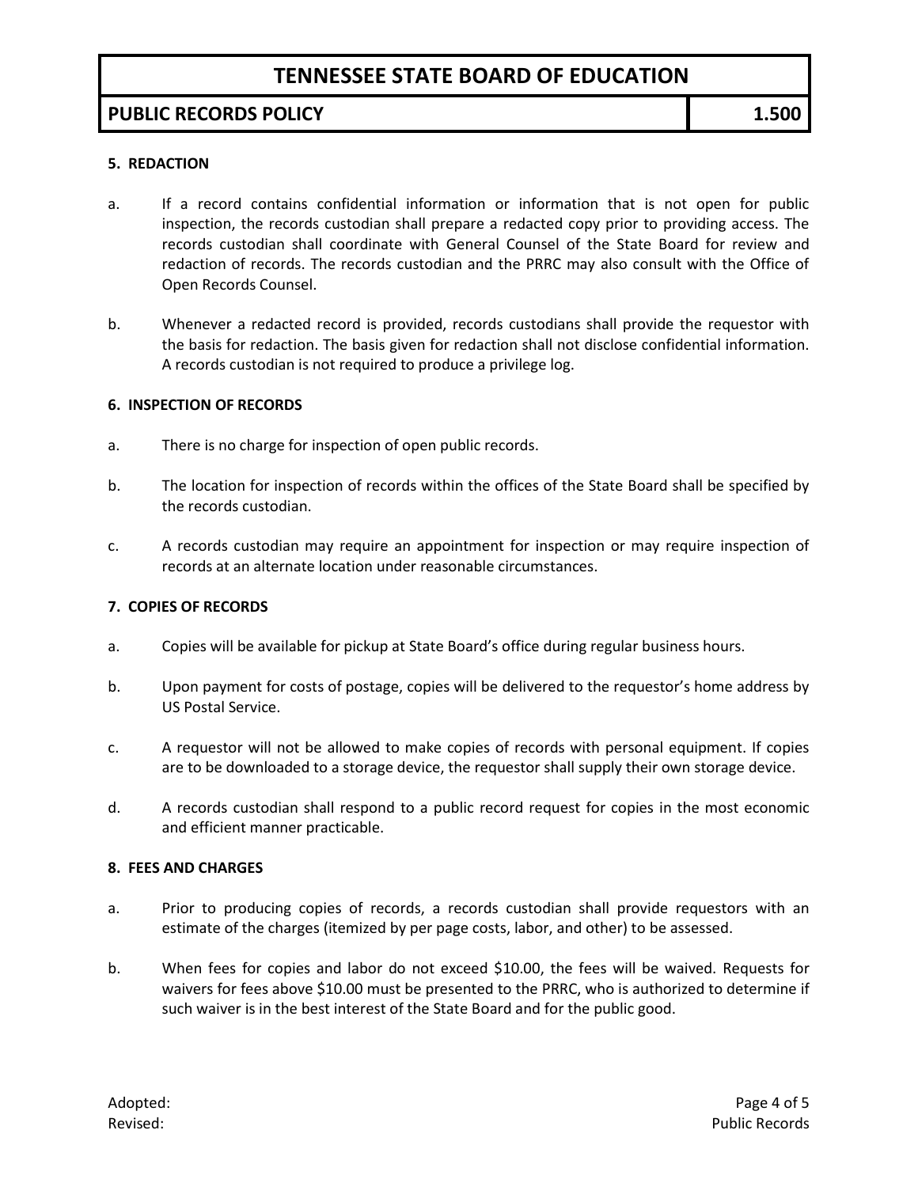### 5. REDACTION

a. If a record contains confidential information or information that is not open for public inspection, the records custodian shall prepare a redacted copy prior to providing access. The records custodian shall coordinate with General Counsel of the State Board for review and redaction of records. The records custodian and the PRRC may also consult with the Office of Open Records Counsel.

b. Whenever a redacted record is provided, records custodians shall provide the requestor with the basis for redaction. The basis given for redaction shall not disclose confidential information. A records custodian is not required to produce a privilege log.

### 6. INSPECTION OF RECORDS

a. There is no charge for inspection of open public records.

b. The location for inspection of records within the offices of the State Board shall be specified by the records custodian.

c. A records custodian may require an appointment for inspection or may require inspection of records at an alternate location under reasonable circumstances.

### 7. COPIES OF RECORDS

a. Copies will be available for pickup at State Board's office during regular business hours.

b. Upon payment for costs of postage, copies will be delivered to the requestor's home address by US Postal Service.

c. A requestor will not be allowed to make copies of records with personal equipment. If copies are to be downloaded to a storage device, the requestor shall supply their own storage device.

d. A records custodian shall respond to a public record request for copies in the most economic and efficient manner practicable.

### 8. FEES AND CHARGES

a. Prior to producing copies of records, a records custodian shall provide requestors with an estimate of the charges (itemized by per page costs, labor, and other) to be assessed.

b. When fees for copies and labor do not exceed $10.00, the fees will be waived. Requests for waivers for fees above $10.00 must be presented to the PRRC, who is authorized to determine if such waiver is in the best interest of the State Board and for the public good.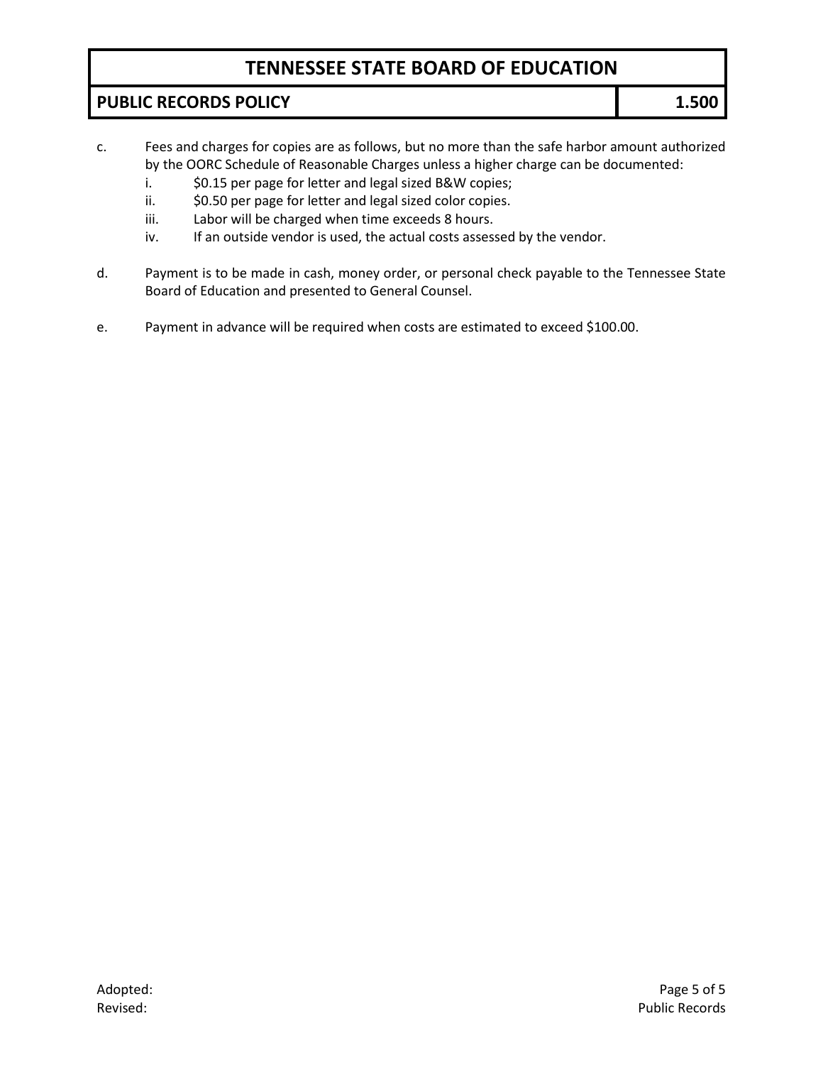c. Fees and charges for copies are as follows, but no more than the safe harbor amount authorized by the OORC Schedule of Reasonable Charges unless a higher charge can be documented:
   i. $0.15 per page for letter and legal sized B&W copies;
   ii. $0.50 per page for letter and legal sized color copies.
   iii. Labor will be charged when time exceeds 8 hours.
   iv. If an outside vendor is used, the actual costs assessed by the vendor.

d. Payment is to be made in cash, money order, or personal check payable to the Tennessee State Board of Education and presented to General Counsel.

e. Payment in advance will be required when costs are estimated to exceed $100.00.

Adopted:
Revised: